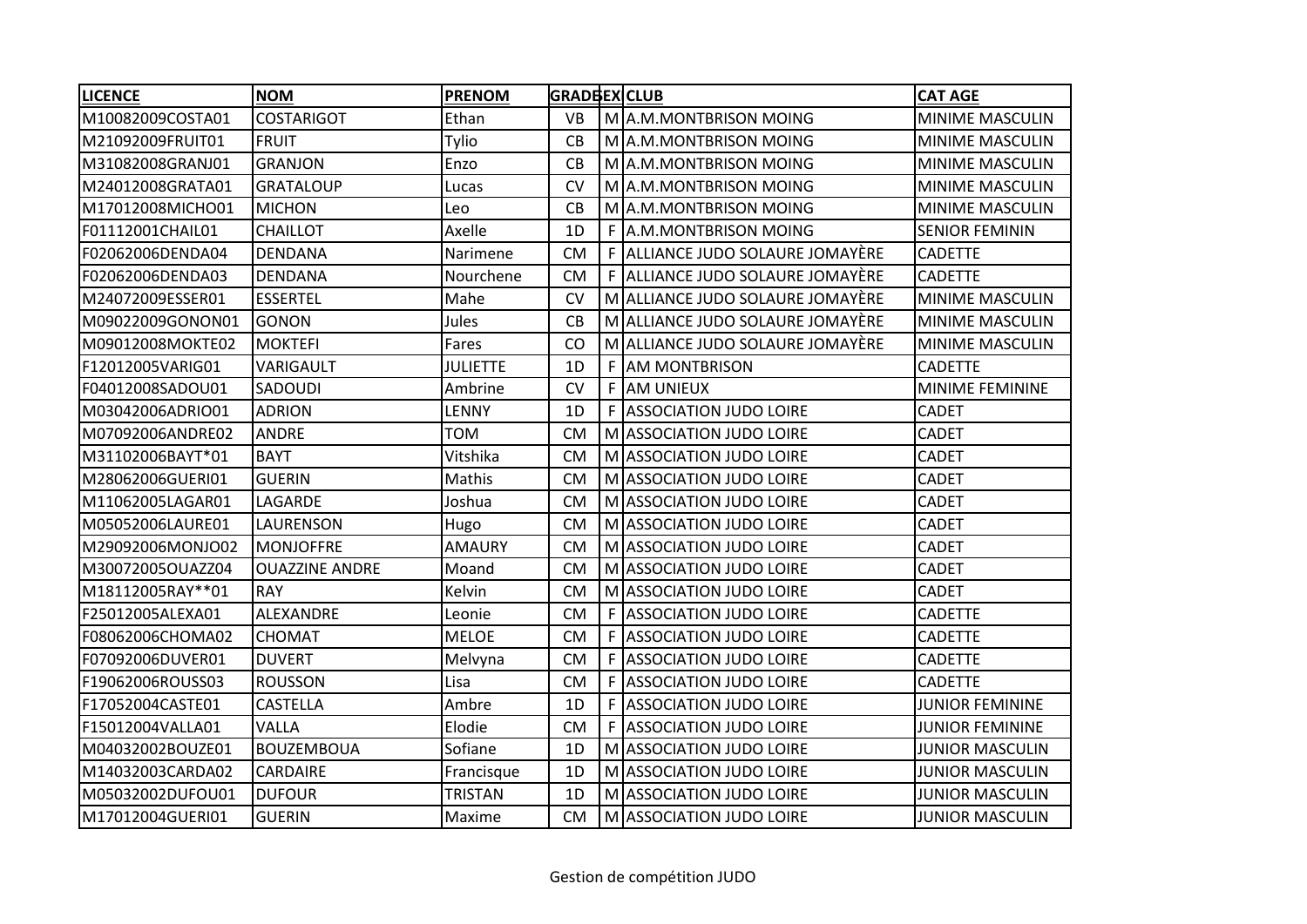| LICENCE | NOM | PRENOM | GRADE | SEX | CLUB | CAT AGE |
|---|---|---|---|---|---|---|
| M10082009COSTA01 | COSTARIGOT | Ethan | VB | M | A.M.MONTBRISON MOING | MINIME MASCULIN |
| M21092009FRUIT01 | FRUIT | Tylio | CB | M | A.M.MONTBRISON MOING | MINIME MASCULIN |
| M31082008GRANJ01 | GRANJON | Enzo | CB | M | A.M.MONTBRISON MOING | MINIME MASCULIN |
| M24012008GRATA01 | GRATALOUP | Lucas | CV | M | A.M.MONTBRISON MOING | MINIME MASCULIN |
| M17012008MICHO01 | MICHON | Leo | CB | M | A.M.MONTBRISON MOING | MINIME MASCULIN |
| F01112001CHAIL01 | CHAILLOT | Axelle | 1D | F | A.M.MONTBRISON MOING | SENIOR FEMININ |
| F02062006DENDA04 | DENDANA | Narimene | CM | F | ALLIANCE JUDO SOLAURE JOMAYÈRE | CADETTE |
| F02062006DENDA03 | DENDANA | Nourchene | CM | F | ALLIANCE JUDO SOLAURE JOMAYÈRE | CADETTE |
| M24072009ESSER01 | ESSERTEL | Mahe | CV | M | ALLIANCE JUDO SOLAURE JOMAYÈRE | MINIME MASCULIN |
| M09022009GONON01 | GONON | Jules | CB | M | ALLIANCE JUDO SOLAURE JOMAYÈRE | MINIME MASCULIN |
| M09012008MOKTE02 | MOKTEFI | Fares | CO | M | ALLIANCE JUDO SOLAURE JOMAYÈRE | MINIME MASCULIN |
| F12012005VARIG01 | VARIGAULT | JULIETTE | 1D | F | AM MONTBRISON | CADETTE |
| F04012008SADOU01 | SADOUDI | Ambrine | CV | F | AM UNIEUX | MINIME FEMININE |
| M03042006ADRIO01 | ADRION | LENNY | 1D | F | ASSOCIATION JUDO LOIRE | CADET |
| M07092006ANDRE02 | ANDRE | TOM | CM | M | ASSOCIATION JUDO LOIRE | CADET |
| M31102006BAYT*01 | BAYT | Vitshika | CM | M | ASSOCIATION JUDO LOIRE | CADET |
| M28062006GUERI01 | GUERIN | Mathis | CM | M | ASSOCIATION JUDO LOIRE | CADET |
| M11062005LAGAR01 | LAGARDE | Joshua | CM | M | ASSOCIATION JUDO LOIRE | CADET |
| M05052006LAURE01 | LAURENSON | Hugo | CM | M | ASSOCIATION JUDO LOIRE | CADET |
| M29092006MONJO02 | MONJOFFRE | AMAURY | CM | M | ASSOCIATION JUDO LOIRE | CADET |
| M30072005OUAZZ04 | OUAZZINE ANDRE | Moand | CM | M | ASSOCIATION JUDO LOIRE | CADET |
| M18112005RAY**01 | RAY | Kelvin | CM | M | ASSOCIATION JUDO LOIRE | CADET |
| F25012005ALEXA01 | ALEXANDRE | Leonie | CM | F | ASSOCIATION JUDO LOIRE | CADETTE |
| F08062006CHOMA02 | CHOMAT | MELOE | CM | F | ASSOCIATION JUDO LOIRE | CADETTE |
| F07092006DUVER01 | DUVERT | Melvyna | CM | F | ASSOCIATION JUDO LOIRE | CADETTE |
| F19062006ROUSS03 | ROUSSON | Lisa | CM | F | ASSOCIATION JUDO LOIRE | CADETTE |
| F17052004CASTE01 | CASTELLA | Ambre | 1D | F | ASSOCIATION JUDO LOIRE | JUNIOR FEMININE |
| F15012004VALLA01 | VALLA | Elodie | CM | F | ASSOCIATION JUDO LOIRE | JUNIOR FEMININE |
| M04032002BOUZE01 | BOUZEMBOUA | Sofiane | 1D | M | ASSOCIATION JUDO LOIRE | JUNIOR MASCULIN |
| M14032003CARDA02 | CARDAIRE | Francisque | 1D | M | ASSOCIATION JUDO LOIRE | JUNIOR MASCULIN |
| M05032002DUFOU01 | DUFOUR | TRISTAN | 1D | M | ASSOCIATION JUDO LOIRE | JUNIOR MASCULIN |
| M17012004GUERI01 | GUERIN | Maxime | CM | M | ASSOCIATION JUDO LOIRE | JUNIOR MASCULIN |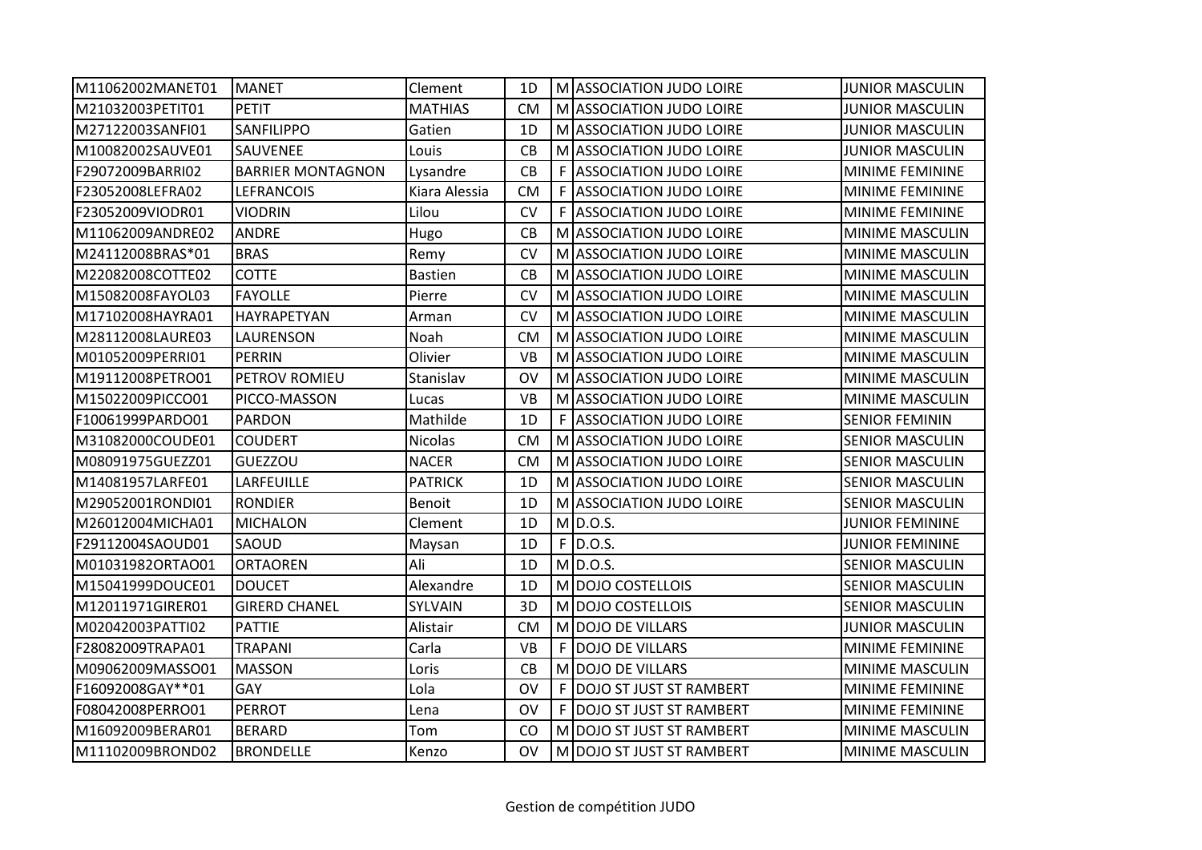| M11062002MANET01 | MANET | Clement | 1D | M | ASSOCIATION JUDO LOIRE | JUNIOR MASCULIN |
|---|---|---|---|---|---|---|
| M21032003PETIT01 | PETIT | MATHIAS | CM | M | ASSOCIATION JUDO LOIRE | JUNIOR MASCULIN |
| M27122003SANFI01 | SANFILIPPO | Gatien | 1D | M | ASSOCIATION JUDO LOIRE | JUNIOR MASCULIN |
| M10082002SAUVE01 | SAUVENEE | Louis | CB | M | ASSOCIATION JUDO LOIRE | JUNIOR MASCULIN |
| F29072009BARRI02 | BARRIER MONTAGNON | Lysandre | CB | F | ASSOCIATION JUDO LOIRE | MINIME FEMININE |
| F23052008LEFRA02 | LEFRANCOIS | Kiara Alessia | CM | F | ASSOCIATION JUDO LOIRE | MINIME FEMININE |
| F23052009VIODR01 | VIODRIN | Lilou | CV | F | ASSOCIATION JUDO LOIRE | MINIME FEMININE |
| M11062009ANDRE02 | ANDRE | Hugo | CB | M | ASSOCIATION JUDO LOIRE | MINIME MASCULIN |
| M24112008BRAS*01 | BRAS | Remy | CV | M | ASSOCIATION JUDO LOIRE | MINIME MASCULIN |
| M22082008COTTE02 | COTTE | Bastien | CB | M | ASSOCIATION JUDO LOIRE | MINIME MASCULIN |
| M15082008FAYOL03 | FAYOLLE | Pierre | CV | M | ASSOCIATION JUDO LOIRE | MINIME MASCULIN |
| M17102008HAYRA01 | HAYRAPETYAN | Arman | CV | M | ASSOCIATION JUDO LOIRE | MINIME MASCULIN |
| M28112008LAURE03 | LAURENSON | Noah | CM | M | ASSOCIATION JUDO LOIRE | MINIME MASCULIN |
| M01052009PERRI01 | PERRIN | Olivier | VB | M | ASSOCIATION JUDO LOIRE | MINIME MASCULIN |
| M19112008PETRO01 | PETROV ROMIEU | Stanislav | OV | M | ASSOCIATION JUDO LOIRE | MINIME MASCULIN |
| M15022009PICCO01 | PICCO-MASSON | Lucas | VB | M | ASSOCIATION JUDO LOIRE | MINIME MASCULIN |
| F10061999PARDO01 | PARDON | Mathilde | 1D | F | ASSOCIATION JUDO LOIRE | SENIOR FEMININ |
| M31082000COUDE01 | COUDERT | Nicolas | CM | M | ASSOCIATION JUDO LOIRE | SENIOR MASCULIN |
| M08091975GUEZZ01 | GUEZZOU | NACER | CM | M | ASSOCIATION JUDO LOIRE | SENIOR MASCULIN |
| M14081957LARFE01 | LARFEUILLE | PATRICK | 1D | M | ASSOCIATION JUDO LOIRE | SENIOR MASCULIN |
| M29052001RONDI01 | RONDIER | Benoit | 1D | M | ASSOCIATION JUDO LOIRE | SENIOR MASCULIN |
| M26012004MICHA01 | MICHALON | Clement | 1D | M | D.O.S. | JUNIOR FEMININE |
| F29112004SAOUD01 | SAOUD | Maysan | 1D | F | D.O.S. | JUNIOR FEMININE |
| M01031982ORTAO01 | ORTAOREN | Ali | 1D | M | D.O.S. | SENIOR MASCULIN |
| M15041999DOUCE01 | DOUCET | Alexandre | 1D | M | DOJO COSTELLOIS | SENIOR MASCULIN |
| M12011971GIRER01 | GIRERD CHANEL | SYLVAIN | 3D | M | DOJO COSTELLOIS | SENIOR MASCULIN |
| M02042003PATTI02 | PATTIE | Alistair | CM | M | DOJO DE VILLARS | JUNIOR MASCULIN |
| F28082009TRAPA01 | TRAPANI | Carla | VB | F | DOJO DE VILLARS | MINIME FEMININE |
| M09062009MASSO01 | MASSON | Loris | CB | M | DOJO DE VILLARS | MINIME MASCULIN |
| F16092008GAY**01 | GAY | Lola | OV | F | DOJO ST JUST ST RAMBERT | MINIME FEMININE |
| F08042008PERRO01 | PERROT | Lena | OV | F | DOJO ST JUST ST RAMBERT | MINIME FEMININE |
| M16092009BERAR01 | BERARD | Tom | CO | M | DOJO ST JUST ST RAMBERT | MINIME MASCULIN |
| M11102009BROND02 | BRONDELLE | Kenzo | OV | M | DOJO ST JUST ST RAMBERT | MINIME MASCULIN |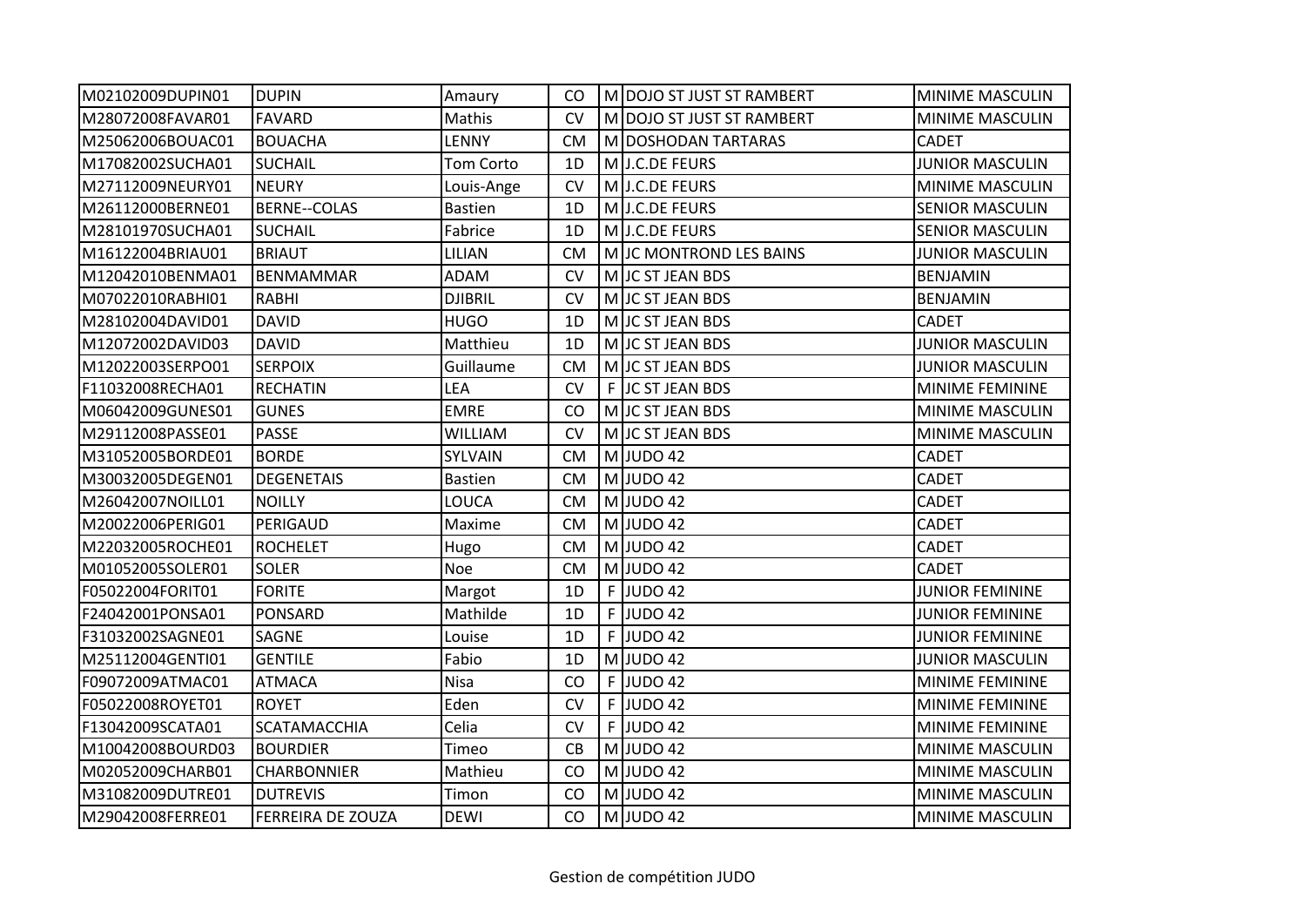| | | | | | | |
|---|---|---|---|---|---|---|
| M02102009DUPIN01 | DUPIN | Amaury | CO | M | DOJO ST JUST ST RAMBERT | MINIME MASCULIN |
| M28072008FAVAR01 | FAVARD | Mathis | CV | M | DOJO ST JUST ST RAMBERT | MINIME MASCULIN |
| M25062006BOUAC01 | BOUACHA | LENNY | CM | M | DOSHODAN TARTARAS | CADET |
| M17082002SUCHA01 | SUCHAIL | Tom Corto | 1D | M | J.C.DE FEURS | JUNIOR MASCULIN |
| M27112009NEURY01 | NEURY | Louis-Ange | CV | M | J.C.DE FEURS | MINIME MASCULIN |
| M26112000BERNE01 | BERNE--COLAS | Bastien | 1D | M | J.C.DE FEURS | SENIOR MASCULIN |
| M28101970SUCHA01 | SUCHAIL | Fabrice | 1D | M | J.C.DE FEURS | SENIOR MASCULIN |
| M16122004BRIAU01 | BRIAUT | LILIAN | CM | M | JC MONTROND LES BAINS | JUNIOR MASCULIN |
| M12042010BENMA01 | BENMAMMAR | ADAM | CV | M | JC ST JEAN BDS | BENJAMIN |
| M07022010RABHI01 | RABHI | DJIBRIL | CV | M | JC ST JEAN BDS | BENJAMIN |
| M28102004DAVID01 | DAVID | HUGO | 1D | M | JC ST JEAN BDS | CADET |
| M12072002DAVID03 | DAVID | Matthieu | 1D | M | JC ST JEAN BDS | JUNIOR MASCULIN |
| M12022003SERPO01 | SERPOIX | Guillaume | CM | M | JC ST JEAN BDS | JUNIOR MASCULIN |
| F11032008RECHA01 | RECHATIN | LEA | CV | F | JC ST JEAN BDS | MINIME FEMININE |
| M06042009GUNES01 | GUNES | EMRE | CO | M | JC ST JEAN BDS | MINIME MASCULIN |
| M29112008PASSE01 | PASSE | WILLIAM | CV | M | JC ST JEAN BDS | MINIME MASCULIN |
| M31052005BORDE01 | BORDE | SYLVAIN | CM | M | JUDO 42 | CADET |
| M30032005DEGEN01 | DEGENETAIS | Bastien | CM | M | JUDO 42 | CADET |
| M26042007NOILL01 | NOILLY | LOUCA | CM | M | JUDO 42 | CADET |
| M20022006PERIG01 | PERIGAUD | Maxime | CM | M | JUDO 42 | CADET |
| M22032005ROCHE01 | ROCHELET | Hugo | CM | M | JUDO 42 | CADET |
| M01052005SOLER01 | SOLER | Noe | CM | M | JUDO 42 | CADET |
| F05022004FORIT01 | FORITE | Margot | 1D | F | JUDO 42 | JUNIOR FEMININE |
| F24042001PONSA01 | PONSARD | Mathilde | 1D | F | JUDO 42 | JUNIOR FEMININE |
| F31032002SAGNE01 | SAGNE | Louise | 1D | F | JUDO 42 | JUNIOR FEMININE |
| M25112004GENTI01 | GENTILE | Fabio | 1D | M | JUDO 42 | JUNIOR MASCULIN |
| F09072009ATMAC01 | ATMACA | Nisa | CO | F | JUDO 42 | MINIME FEMININE |
| F05022008ROYET01 | ROYET | Eden | CV | F | JUDO 42 | MINIME FEMININE |
| F13042009SCATA01 | SCATAMACCHIA | Celia | CV | F | JUDO 42 | MINIME FEMININE |
| M10042008BOURD03 | BOURDIER | Timeo | CB | M | JUDO 42 | MINIME MASCULIN |
| M02052009CHARB01 | CHARBONNIER | Mathieu | CO | M | JUDO 42 | MINIME MASCULIN |
| M31082009DUTRE01 | DUTREVIS | Timon | CO | M | JUDO 42 | MINIME MASCULIN |
| M29042008FERRE01 | FERREIRA DE ZOUZA | DEWI | CO | M | JUDO 42 | MINIME MASCULIN |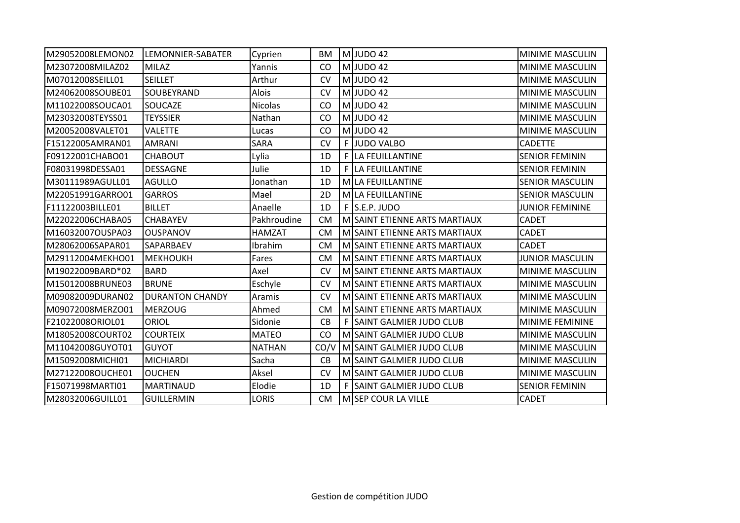| | | | | | | |
|---|---|---|---|---|---|---|
| M29052008LEMON02 | LEMONNIER-SABATER | Cyprien | BM | M | JUDO 42 | MINIME MASCULIN |
| M23072008MILAZ02 | MILAZ | Yannis | CO | M | JUDO 42 | MINIME MASCULIN |
| M07012008SEILL01 | SEILLET | Arthur | CV | M | JUDO 42 | MINIME MASCULIN |
| M24062008SOUBE01 | SOUBEYRAND | Alois | CV | M | JUDO 42 | MINIME MASCULIN |
| M11022008SOUCA01 | SOUCAZE | Nicolas | CO | M | JUDO 42 | MINIME MASCULIN |
| M23032008TEYSS01 | TEYSSIER | Nathan | CO | M | JUDO 42 | MINIME MASCULIN |
| M20052008VALET01 | VALETTE | Lucas | CO | M | JUDO 42 | MINIME MASCULIN |
| F15122005AMRAN01 | AMRANI | SARA | CV | F | JUDO VALBO | CADETTE |
| F09122001CHABO01 | CHABOUT | Lylia | 1D | F | LA FEUILLANTINE | SENIOR FEMININ |
| F08031998DESSA01 | DESSAGNE | Julie | 1D | F | LA FEUILLANTINE | SENIOR FEMININ |
| M30111989AGULL01 | AGULLO | Jonathan | 1D | M | LA FEUILLANTINE | SENIOR MASCULIN |
| M22051991GARRO01 | GARROS | Mael | 2D | M | LA FEUILLANTINE | SENIOR MASCULIN |
| F11122003BILLE01 | BILLET | Anaelle | 1D | F | S.E.P. JUDO | JUNIOR FEMININE |
| M22022006CHABA05 | CHABAYEV | Pakhroudine | CM | M | SAINT ETIENNE ARTS MARTIAUX | CADET |
| M16032007OUSPA03 | OUSPANOV | HAMZAT | CM | M | SAINT ETIENNE ARTS MARTIAUX | CADET |
| M28062006SAPAR01 | SAPARBAEV | Ibrahim | CM | M | SAINT ETIENNE ARTS MARTIAUX | CADET |
| M29112004MEKHO01 | MEKHOUKH | Fares | CM | M | SAINT ETIENNE ARTS MARTIAUX | JUNIOR MASCULIN |
| M19022009BARD*02 | BARD | Axel | CV | M | SAINT ETIENNE ARTS MARTIAUX | MINIME MASCULIN |
| M15012008BRUNE03 | BRUNE | Eschyle | CV | M | SAINT ETIENNE ARTS MARTIAUX | MINIME MASCULIN |
| M09082009DURAN02 | DURANTON CHANDY | Aramis | CV | M | SAINT ETIENNE ARTS MARTIAUX | MINIME MASCULIN |
| M09072008MERZO01 | MERZOUG | Ahmed | CM | M | SAINT ETIENNE ARTS MARTIAUX | MINIME MASCULIN |
| F21022008ORIOL01 | ORIOL | Sidonie | CB | F | SAINT GALMIER JUDO CLUB | MINIME FEMININE |
| M18052008COURT02 | COURTEIX | MATEO | CO | M | SAINT GALMIER JUDO CLUB | MINIME MASCULIN |
| M11042008GUYOT01 | GUYOT | NATHAN | CO/V | M | SAINT GALMIER JUDO CLUB | MINIME MASCULIN |
| M15092008MICHI01 | MICHIARDI | Sacha | CB | M | SAINT GALMIER JUDO CLUB | MINIME MASCULIN |
| M27122008OUCHE01 | OUCHEN | Aksel | CV | M | SAINT GALMIER JUDO CLUB | MINIME MASCULIN |
| F15071998MARTI01 | MARTINAUD | Elodie | 1D | F | SAINT GALMIER JUDO CLUB | SENIOR FEMININ |
| M28032006GUILL01 | GUILLERMIN | LORIS | CM | M | SEP COUR LA VILLE | CADET |

Gestion de compétition JUDO